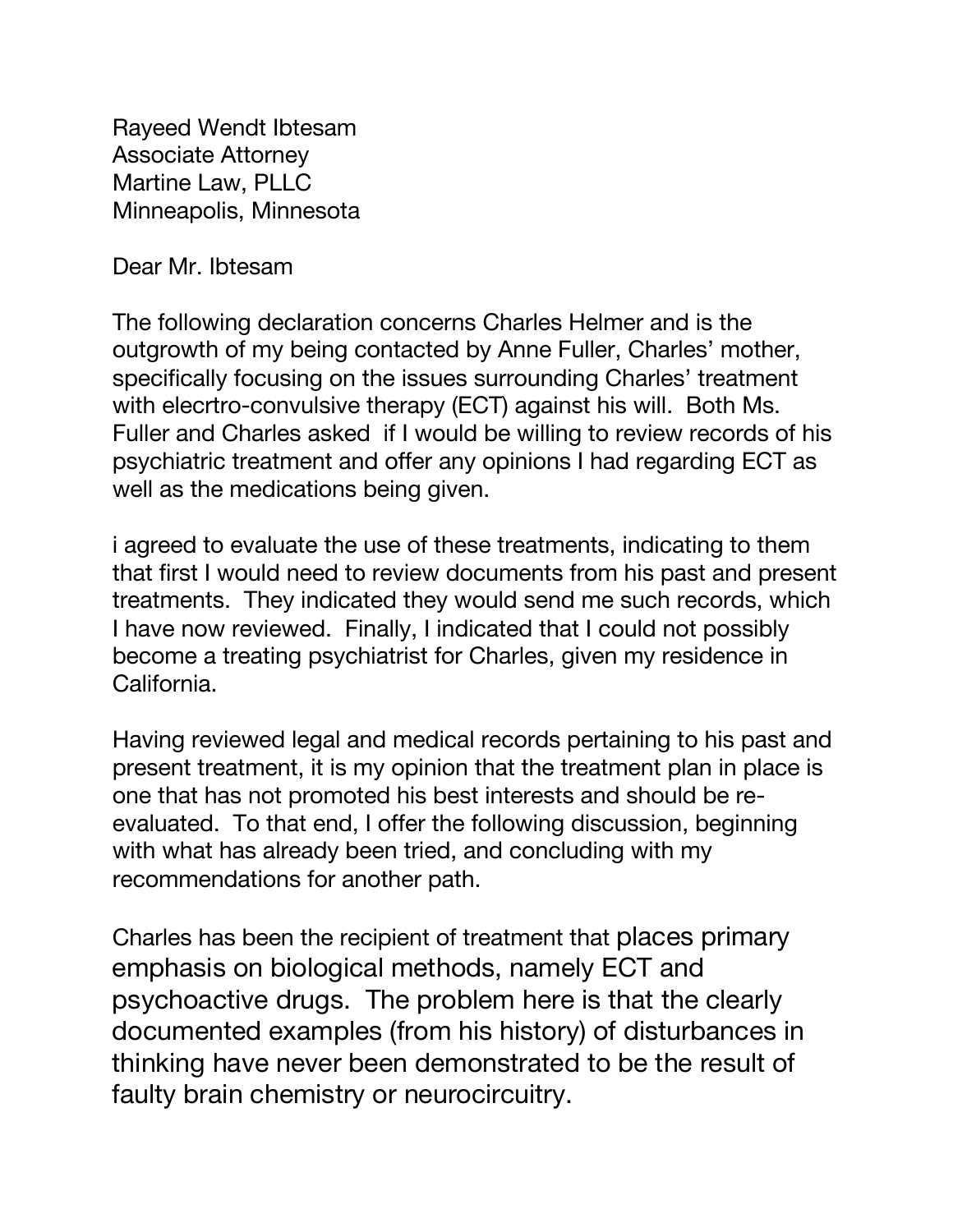Rayeed Wendt Ibtesam
Associate Attorney
Martine Law, PLLC
Minneapolis, Minnesota

Dear Mr. Ibtesam

The following declaration concerns Charles Helmer and is the outgrowth of my being contacted by Anne Fuller, Charles' mother, specifically focusing on the issues surrounding Charles' treatment with elecrtro-convulsive therapy (ECT) against his will. Both Ms. Fuller and Charles asked if I would be willing to review records of his psychiatric treatment and offer any opinions I had regarding ECT as well as the medications being given.

i agreed to evaluate the use of these treatments, indicating to them that first I would need to review documents from his past and present treatments. They indicated they would send me such records, which I have now reviewed. Finally, I indicated that I could not possibly become a treating psychiatrist for Charles, given my residence in California.

Having reviewed legal and medical records pertaining to his past and present treatment, it is my opinion that the treatment plan in place is one that has not promoted his best interests and should be re-evaluated. To that end, I offer the following discussion, beginning with what has already been tried, and concluding with my recommendations for another path.

Charles has been the recipient of treatment that places primary emphasis on biological methods, namely ECT and psychoactive drugs. The problem here is that the clearly documented examples (from his history) of disturbances in thinking have never been demonstrated to be the result of faulty brain chemistry or neurocircuitry.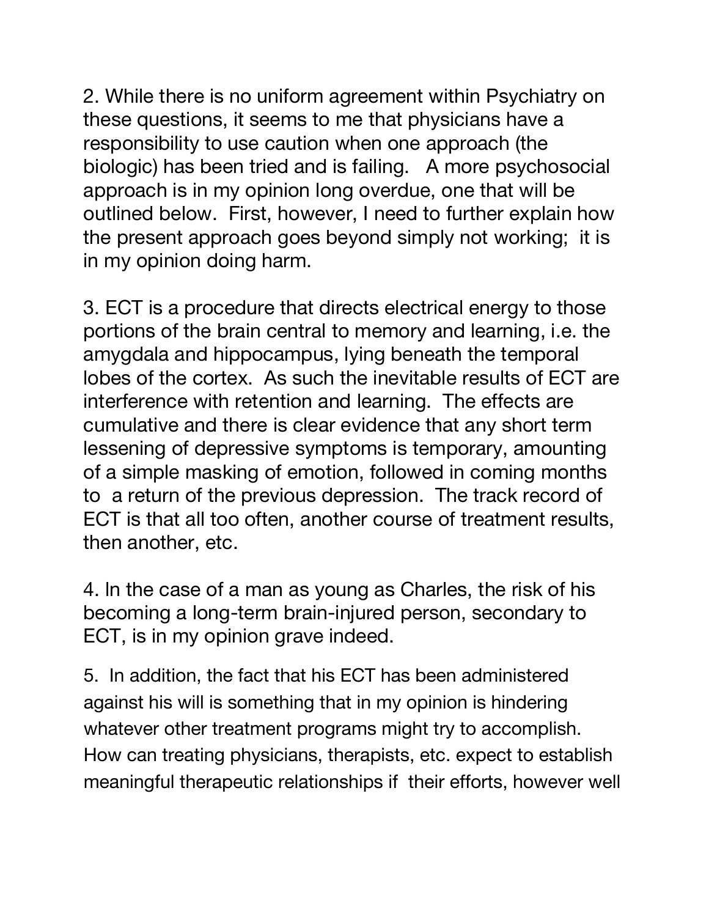2. While there is no uniform agreement within Psychiatry on these questions, it seems to me that physicians have a responsibility to use caution when one approach (the biologic) has been tried and is failing. A more psychosocial approach is in my opinion long overdue, one that will be outlined below. First, however, I need to further explain how the present approach goes beyond simply not working; it is in my opinion doing harm.

3. ECT is a procedure that directs electrical energy to those portions of the brain central to memory and learning, i.e. the amygdala and hippocampus, lying beneath the temporal lobes of the cortex. As such the inevitable results of ECT are interference with retention and learning. The effects are cumulative and there is clear evidence that any short term lessening of depressive symptoms is temporary, amounting of a simple masking of emotion, followed in coming months to a return of the previous depression. The track record of ECT is that all too often, another course of treatment results, then another, etc.

4. In the case of a man as young as Charles, the risk of his becoming a long-term brain-injured person, secondary to ECT, is in my opinion grave indeed.

5. In addition, the fact that his ECT has been administered against his will is something that in my opinion is hindering whatever other treatment programs might try to accomplish. How can treating physicians, therapists, etc. expect to establish meaningful therapeutic relationships if their efforts, however well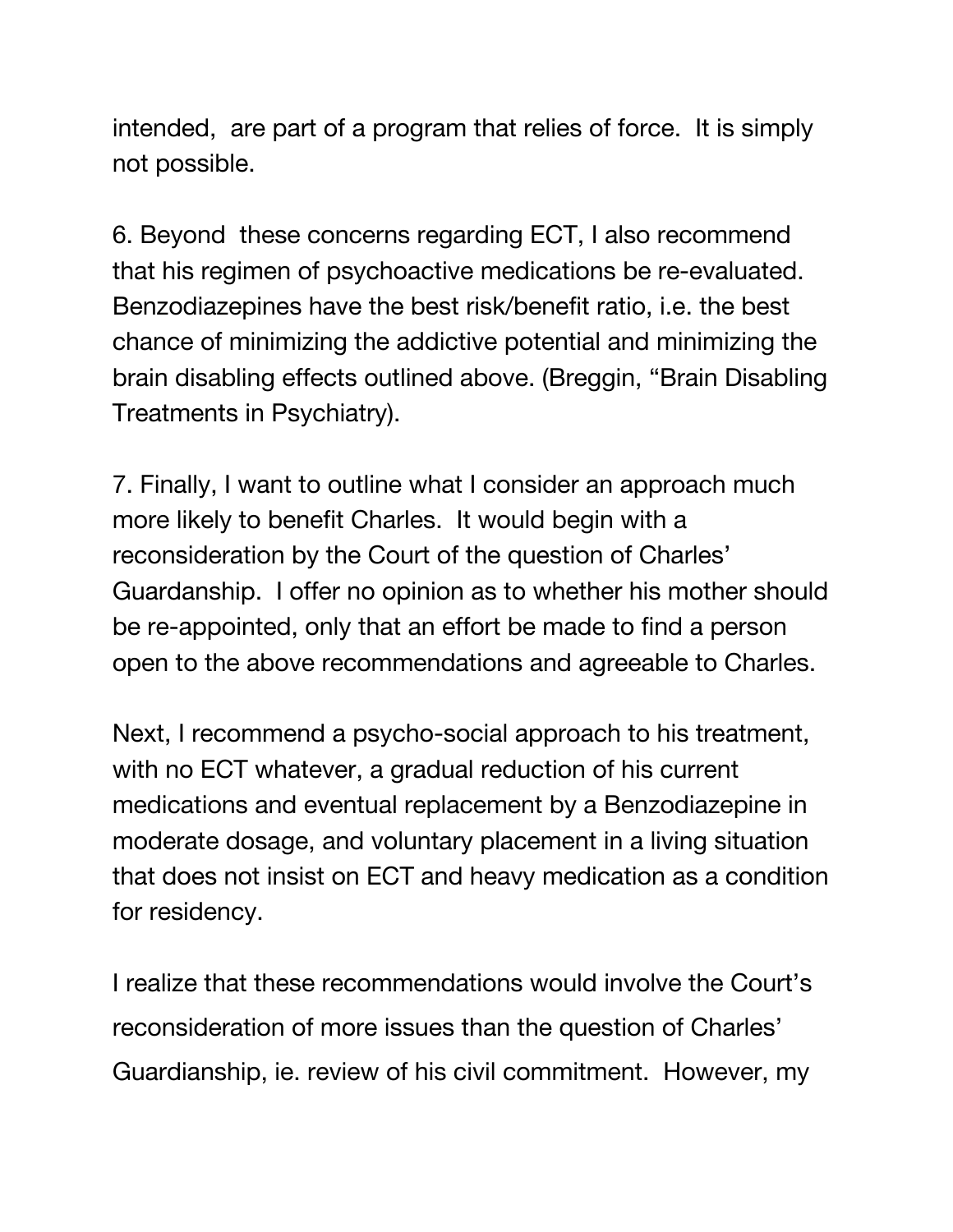intended, are part of a program that relies of force. It is simply not possible.

6. Beyond these concerns regarding ECT, I also recommend that his regimen of psychoactive medications be re-evaluated. Benzodiazepines have the best risk/benefit ratio, i.e. the best chance of minimizing the addictive potential and minimizing the brain disabling effects outlined above. (Breggin, "Brain Disabling Treatments in Psychiatry).

7. Finally, I want to outline what I consider an approach much more likely to benefit Charles. It would begin with a reconsideration by the Court of the question of Charles' Guardianship. I offer no opinion as to whether his mother should be re-appointed, only that an effort be made to find a person open to the above recommendations and agreeable to Charles.

Next, I recommend a psycho-social approach to his treatment, with no ECT whatever, a gradual reduction of his current medications and eventual replacement by a Benzodiazepine in moderate dosage, and voluntary placement in a living situation that does not insist on ECT and heavy medication as a condition for residency.

I realize that these recommendations would involve the Court's reconsideration of more issues than the question of Charles' Guardianship, ie. review of his civil commitment. However, my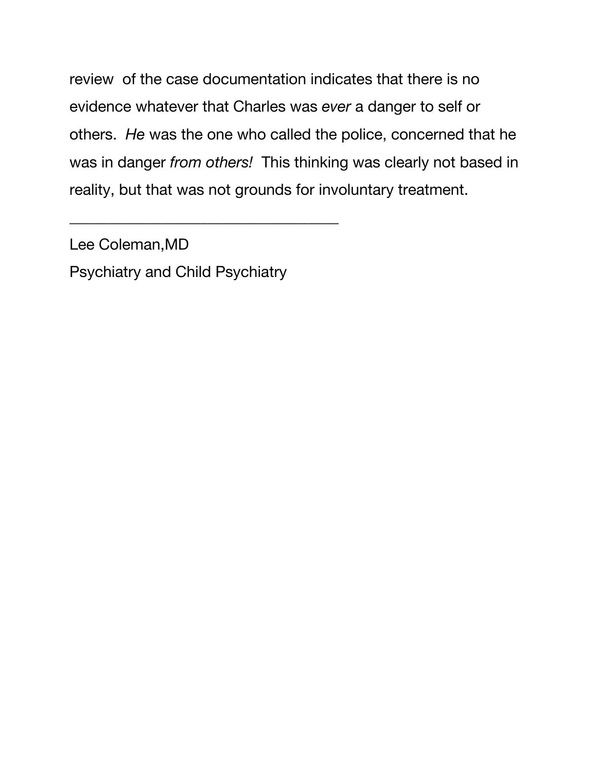review  of the case documentation indicates that there is no evidence whatever that Charles was *ever* a danger to self or others.  *He* was the one who called the police, concerned that he was in danger *from others!*  This thinking was clearly not based in reality, but that was not grounds for involuntary treatment.

___________________________________

Lee Coleman,MD

Psychiatry and Child Psychiatry